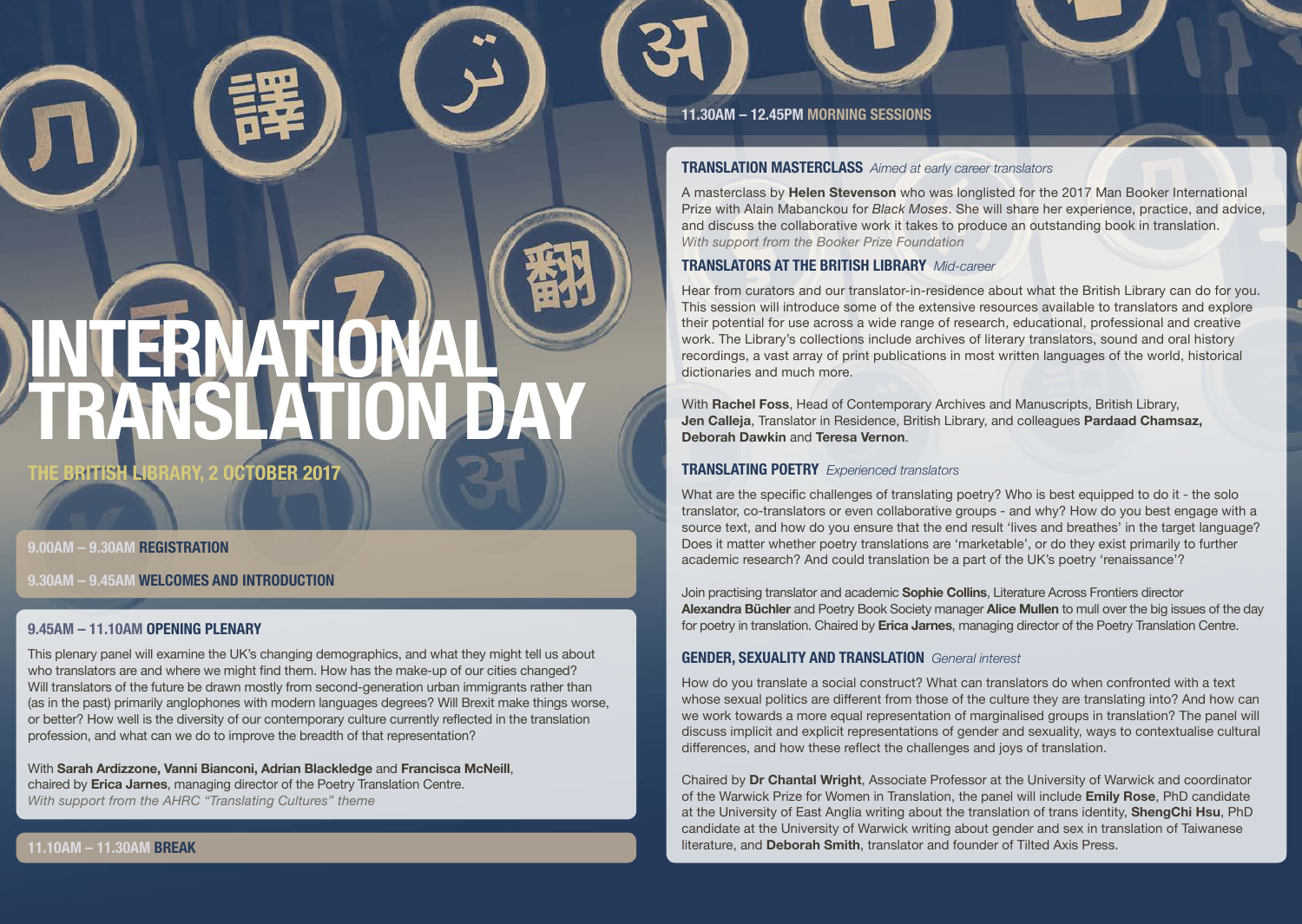# INTERNATIONAL TRANSLATION DAY

## THE BRITISH LIBRARY, 2 OCTOBER 2017

**9.00AM – 9.30AM REGISTRATION**

**9.30AM – 9.45AM WELCOMES AND INTRODUCTION**

### 9.45AM – 11.10AM OPENING PLENARY

This plenary panel will examine the UK's changing demographics, and what they might tell us about who translators are and where we might find them. How has the make-up of our cities changed? Will translators of the future be drawn mostly from second-generation urban immigrants rather than (as in the past) primarily anglophones with modern languages degrees? Will Brexit make things worse, or better? How well is the diversity of our contemporary culture currently reflected in the translation profession, and what can we do to improve the breadth of that representation?

With **Sarah Ardizzone, Vanni Bianconi, Adrian Blackledge** and **Francisca McNeill**, chaired by **Erica Jarnes**, managing director of the Poetry Translation Centre.
*With support from the AHRC "Translating Cultures" theme*

**11.10AM – 11.30AM BREAK**

## 11.30AM – 12.45PM MORNING SESSIONS

### TRANSLATION MASTERCLASS *Aimed at early career translators*

A masterclass by **Helen Stevenson** who was longlisted for the 2017 Man Booker International Prize with Alain Mabanckou for *Black Moses*. She will share her experience, practice, and advice, and discuss the collaborative work it takes to produce an outstanding book in translation.
*With support from the Booker Prize Foundation*

### TRANSLATORS AT THE BRITISH LIBRARY *Mid-career*

Hear from curators and our translator-in-residence about what the British Library can do for you. This session will introduce some of the extensive resources available to translators and explore their potential for use across a wide range of research, educational, professional and creative work. The Library's collections include archives of literary translators, sound and oral history recordings, a vast array of print publications in most written languages of the world, historical dictionaries and much more.

With **Rachel Foss**, Head of Contemporary Archives and Manuscripts, British Library, **Jen Calleja**, Translator in Residence, British Library, and colleagues **Pardaad Chamsaz, Deborah Dawkin** and **Teresa Vernon**.

### TRANSLATING POETRY *Experienced translators*

What are the specific challenges of translating poetry? Who is best equipped to do it - the solo translator, co-translators or even collaborative groups - and why? How do you best engage with a source text, and how do you ensure that the end result 'lives and breathes' in the target language? Does it matter whether poetry translations are 'marketable', or do they exist primarily to further academic research? And could translation be a part of the UK's poetry 'renaissance'?

Join practising translator and academic **Sophie Collins**, Literature Across Frontiers director **Alexandra Büchler** and Poetry Book Society manager **Alice Mullen** to mull over the big issues of the day for poetry in translation. Chaired by **Erica Jarnes**, managing director of the Poetry Translation Centre.

### GENDER, SEXUALITY AND TRANSLATION *General interest*

How do you translate a social construct? What can translators do when confronted with a text whose sexual politics are different from those of the culture they are translating into? And how can we work towards a more equal representation of marginalised groups in translation? The panel will discuss implicit and explicit representations of gender and sexuality, ways to contextualise cultural differences, and how these reflect the challenges and joys of translation.

Chaired by **Dr Chantal Wright**, Associate Professor at the University of Warwick and coordinator of the Warwick Prize for Women in Translation, the panel will include **Emily Rose**, PhD candidate at the University of East Anglia writing about the translation of trans identity, **ShengChi Hsu**, PhD candidate at the University of Warwick writing about gender and sex in translation of Taiwanese literature, and **Deborah Smith**, translator and founder of Tilted Axis Press.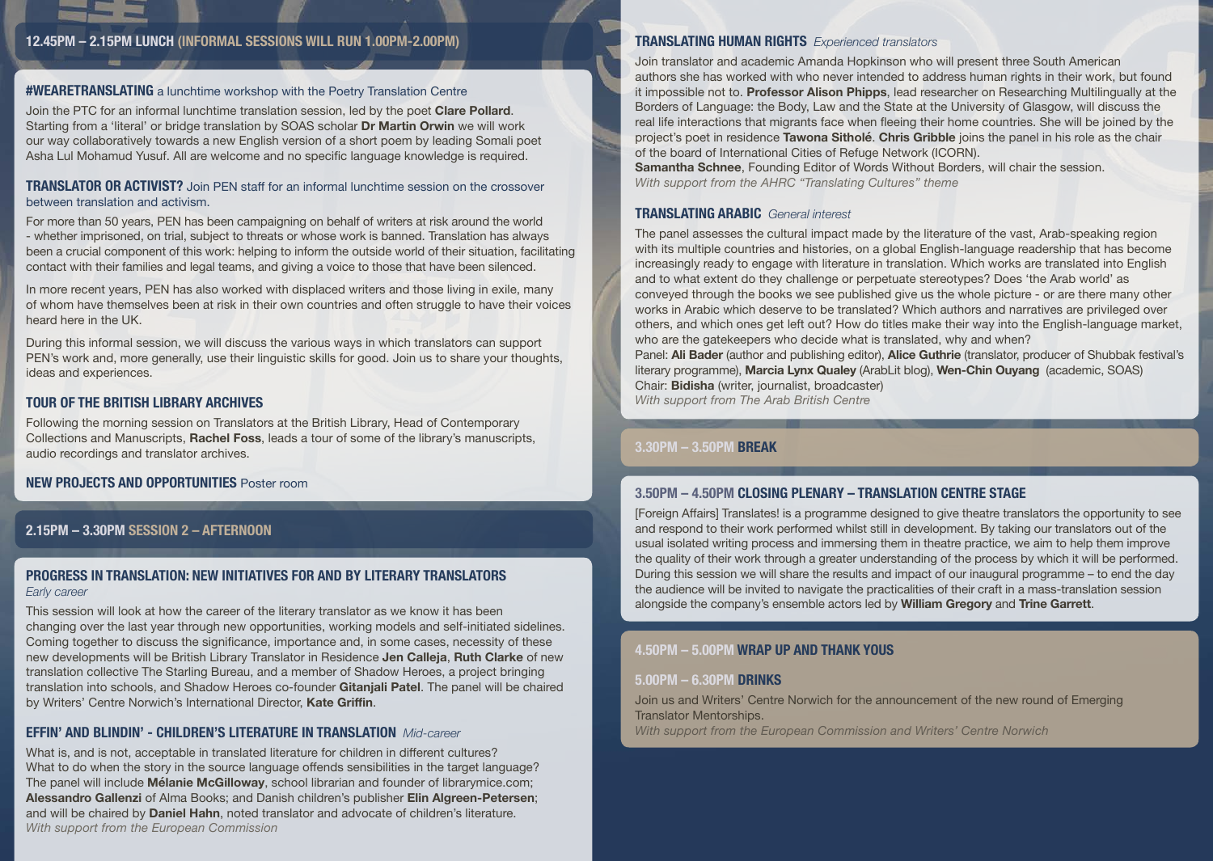## 12.45PM – 2.15PM LUNCH (INFORMAL SESSIONS WILL RUN 1.00PM-2.00PM)

### #WEARETRANSLATING a lunchtime workshop with the Poetry Translation Centre

Join the PTC for an informal lunchtime translation session, led by the poet **Clare Pollard**. Starting from a 'literal' or bridge translation by SOAS scholar **Dr Martin Orwin** we will work our way collaboratively towards a new English version of a short poem by leading Somali poet Asha Lul Mohamud Yusuf. All are welcome and no specific language knowledge is required.

### TRANSLATOR OR ACTIVIST? Join PEN staff for an informal lunchtime session on the crossover between translation and activism.

For more than 50 years, PEN has been campaigning on behalf of writers at risk around the world - whether imprisoned, on trial, subject to threats or whose work is banned. Translation has always been a crucial component of this work: helping to inform the outside world of their situation, facilitating contact with their families and legal teams, and giving a voice to those that have been silenced.

In more recent years, PEN has also worked with displaced writers and those living in exile, many of whom have themselves been at risk in their own countries and often struggle to have their voices heard here in the UK.

During this informal session, we will discuss the various ways in which translators can support PEN's work and, more generally, use their linguistic skills for good. Join us to share your thoughts, ideas and experiences.

### TOUR OF THE BRITISH LIBRARY ARCHIVES

Following the morning session on Translators at the British Library, Head of Contemporary Collections and Manuscripts, **Rachel Foss**, leads a tour of some of the library's manuscripts, audio recordings and translator archives.

### NEW PROJECTS AND OPPORTUNITIES Poster room

## 2.15PM – 3.30PM SESSION 2 – AFTERNOON

### PROGRESS IN TRANSLATION: NEW INITIATIVES FOR AND BY LITERARY TRANSLATORS

*Early career*

This session will look at how the career of the literary translator as we know it has been changing over the last year through new opportunities, working models and self-initiated sidelines. Coming together to discuss the significance, importance and, in some cases, necessity of these new developments will be British Library Translator in Residence **Jen Calleja**, **Ruth Clarke** of new translation collective The Starling Bureau, and a member of Shadow Heroes, a project bringing translation into schools, and Shadow Heroes co-founder **Gitanjali Patel**. The panel will be chaired by Writers' Centre Norwich's International Director, **Kate Griffin**.

### EFFIN' AND BLINDIN' - CHILDREN'S LITERATURE IN TRANSLATION *Mid-career*

What is, and is not, acceptable in translated literature for children in different cultures? What to do when the story in the source language offends sensibilities in the target language? The panel will include **Mélanie McGilloway**, school librarian and founder of librarymice.com; **Alessandro Gallenzi** of Alma Books; and Danish children's publisher **Elin Algreen-Petersen**; and will be chaired by **Daniel Hahn**, noted translator and advocate of children's literature.

*With support from the European Commission*

### TRANSLATING HUMAN RIGHTS *Experienced translators*

Join translator and academic Amanda Hopkinson who will present three South American authors she has worked with who never intended to address human rights in their work, but found it impossible not to. **Professor Alison Phipps**, lead researcher on Researching Multilingually at the Borders of Language: the Body, Law and the State at the University of Glasgow, will discuss the real life interactions that migrants face when fleeing their home countries. She will be joined by the project's poet in residence **Tawona Sitholé**. **Chris Gribble** joins the panel in his role as the chair of the board of International Cities of Refuge Network (ICORN).

**Samantha Schnee**, Founding Editor of Words Without Borders, will chair the session.

*With support from the AHRC "Translating Cultures" theme*

### TRANSLATING ARABIC *General interest*

The panel assesses the cultural impact made by the literature of the vast, Arab-speaking region with its multiple countries and histories, on a global English-language readership that has become increasingly ready to engage with literature in translation. Which works are translated into English and to what extent do they challenge or perpetuate stereotypes? Does 'the Arab world' as conveyed through the books we see published give us the whole picture - or are there many other works in Arabic which deserve to be translated? Which authors and narratives are privileged over others, and which ones get left out? How do titles make their way into the English-language market, who are the gatekeepers who decide what is translated, why and when?

Panel: **Ali Bader** (author and publishing editor), **Alice Guthrie** (translator, producer of Shubbak festival's literary programme), **Marcia Lynx Qualey** (ArabLit blog), **Wen-Chin Ouyang** (academic, SOAS)

Chair: **Bidisha** (writer, journalist, broadcaster)

*With support from The Arab British Centre*

## 3.30PM – 3.50PM BREAK

## 3.50PM – 4.50PM CLOSING PLENARY – TRANSLATION CENTRE STAGE

[Foreign Affairs] Translates! is a programme designed to give theatre translators the opportunity to see and respond to their work performed whilst still in development. By taking our translators out of the usual isolated writing process and immersing them in theatre practice, we aim to help them improve the quality of their work through a greater understanding of the process by which it will be performed. During this session we will share the results and impact of our inaugural programme – to end the day the audience will be invited to navigate the practicalities of their craft in a mass-translation session alongside the company's ensemble actors led by **William Gregory** and **Trine Garrett**.

## 4.50PM – 5.00PM WRAP UP AND THANK YOUS

## 5.00PM – 6.30PM DRINKS

Join us and Writers' Centre Norwich for the announcement of the new round of Emerging Translator Mentorships.

*With support from the European Commission and Writers' Centre Norwich*